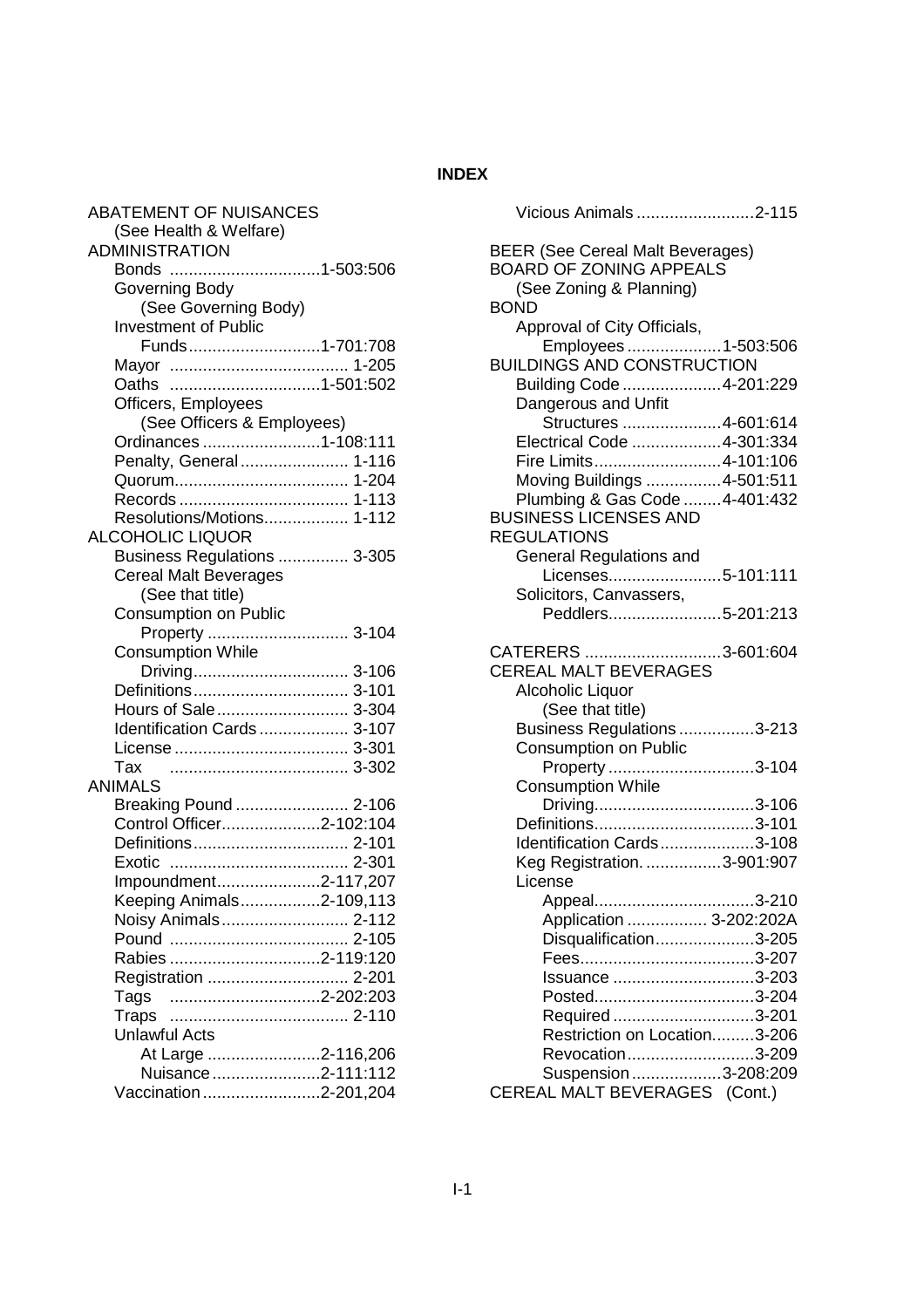# INDEX

ABATEMENT OF NUISANCES
- (See Health & Welfare)

ADMINISTRATION
- Bonds ................................1-503:506
- Governing Body
  - (See Governing Body)
- Investment of Public Funds............................1-701:708
- Mayor ...................................... 1-205
- Oaths ................................1-501:502
- Officers, Employees
  - (See Officers & Employees)
- Ordinances .........................1-108:111
- Penalty, General ....................... 1-116
- Quorum..................................... 1-204
- Records .................................... 1-113
- Resolutions/Motions.................. 1-112

ALCOHOLIC LIQUOR
- Business Regulations ............... 3-305
- Cereal Malt Beverages
  - (See that title)
- Consumption on Public Property .............................. 3-104
- Consumption While Driving................................. 3-106
- Definitions................................. 3-101
- Hours of Sale............................ 3-304
- Identification Cards ................... 3-107
- License ..................................... 3-301
- Tax ...................................... 3-302

ANIMALS
- Breaking Pound ........................ 2-106
- Control Officer.....................2-102:104
- Definitions................................. 2-101
- Exotic ...................................... 2-301
- Impoundment......................2-117,207
- Keeping Animals.................2-109,113
- Noisy Animals........................... 2-112
- Pound ...................................... 2-105
- Rabies ................................2-119:120
- Registration .............................. 2-201
- Tags ................................2-202:203
- Traps ...................................... 2-110
- Unlawful Acts
  - At Large ........................2-116,206
  - Nuisance.......................2-111:112
- Vaccination.........................2-201,204
- Vicious Animals .........................2-115

BEER (See Cereal Malt Beverages)

BOARD OF ZONING APPEALS
- (See Zoning & Planning)

BOND
- Approval of City Officials, Employees ....................1-503:506

BUILDINGS AND CONSTRUCTION
- Building Code .....................4-201:229
- Dangerous and Unfit Structures .....................4-601:614
- Electrical Code ...................4-301:334
- Fire Limits...........................4-101:106
- Moving Buildings ................4-501:511
- Plumbing & Gas Code .........4-401:432

BUSINESS LICENSES AND REGULATIONS
- General Regulations and Licenses........................5-101:111
- Solicitors, Canvassers, Peddlers........................5-201:213

CATERERS .............................3-601:604

CEREAL MALT BEVERAGES
- Alcoholic Liquor
  - (See that title)
- Business Regulations ................3-213
- Consumption on Public Property ...............................3-104
- Consumption While Driving..................................3-106
- Definitions..................................3-101
- Identification Cards....................3-108
- Keg Registration. ................3-901:907
- License
  - Appeal..................................3-210
  - Application ................. 3-202:202A
  - Disqualification.....................3-205
  - Fees.....................................3-207
  - Issuance ..............................3-203
  - Posted..................................3-204
  - Required ..............................3-201
  - Restriction on Location..........3-206
  - Revocation...........................3-209
  - Suspension ...................3-208:209

CEREAL MALT BEVERAGES (Cont.)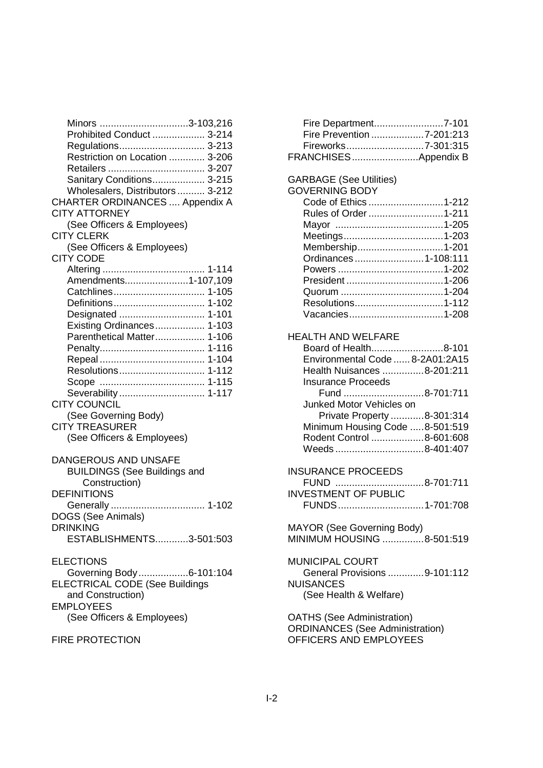Minors ................................3-103,216
Prohibited Conduct ................... 3-214
Regulations............................... 3-213
Restriction on Location ............. 3-206
Retailers ................................... 3-207
Sanitary Conditions................... 3-215
Wholesalers, Distributors .......... 3-212

CHARTER ORDINANCES .... Appendix A

CITY ATTORNEY
(See Officers & Employees)

CITY CLERK
(See Officers & Employees)

CITY CODE
Altering ..................................... 1-114
Amendments.......................1-107,109
Catchlines................................. 1-105
Definitions................................. 1-102
Designated ............................... 1-101
Existing Ordinances.................. 1-103
Parenthetical Matter.................. 1-106
Penalty...................................... 1-116
Repeal ...................................... 1-104
Resolutions............................... 1-112
Scope ...................................... 1-115
Severability ............................... 1-117

CITY COUNCIL
(See Governing Body)

CITY TREASURER
(See Officers & Employees)

DANGEROUS AND UNSAFE
BUILDINGS (See Buildings and
Construction)

DEFINITIONS
Generally .................................. 1-102

DOGS (See Animals)

DRINKING
ESTABLISHMENTS............3-501:503

ELECTIONS
Governing Body..................6-101:104

ELECTRICAL CODE (See Buildings
and Construction)

EMPLOYEES
(See Officers & Employees)

FIRE PROTECTION
Fire Department.........................7-101
Fire Prevention ...................7-201:213
Fireworks............................7-301:315

FRANCHISES........................Appendix B

GARBAGE (See Utilities)

GOVERNING BODY
Code of Ethics ...........................1-212
Rules of Order ...........................1-211
Mayor .......................................1-205
Meetings....................................1-203
Membership...............................1-201
Ordinances .........................1-108:111
Powers ......................................1-202
President ...................................1-206
Quorum .....................................1-204
Resolutions................................1-112
Vacancies..................................1-208

HEALTH AND WELFARE
Board of Health..........................8-101
Environmental Code ...... 8-2A01:2A15
Health Nuisances ...............8-201:211
Insurance Proceeds
Fund .............................8-701:711
Junked Motor Vehicles on
Private Property ............8-301:314
Minimum Housing Code .....8-501:519
Rodent Control ...................8-601:608
Weeds ................................8-401:407

INSURANCE PROCEEDS
FUND ................................8-701:711

INVESTMENT OF PUBLIC
FUNDS...............................1-701:708

MAYOR (See Governing Body)

MINIMUM HOUSING ...............8-501:519

MUNICIPAL COURT
General Provisions .............9-101:112

NUISANCES
(See Health & Welfare)

OATHS (See Administration)

ORDINANCES (See Administration)

OFFICERS AND EMPLOYEES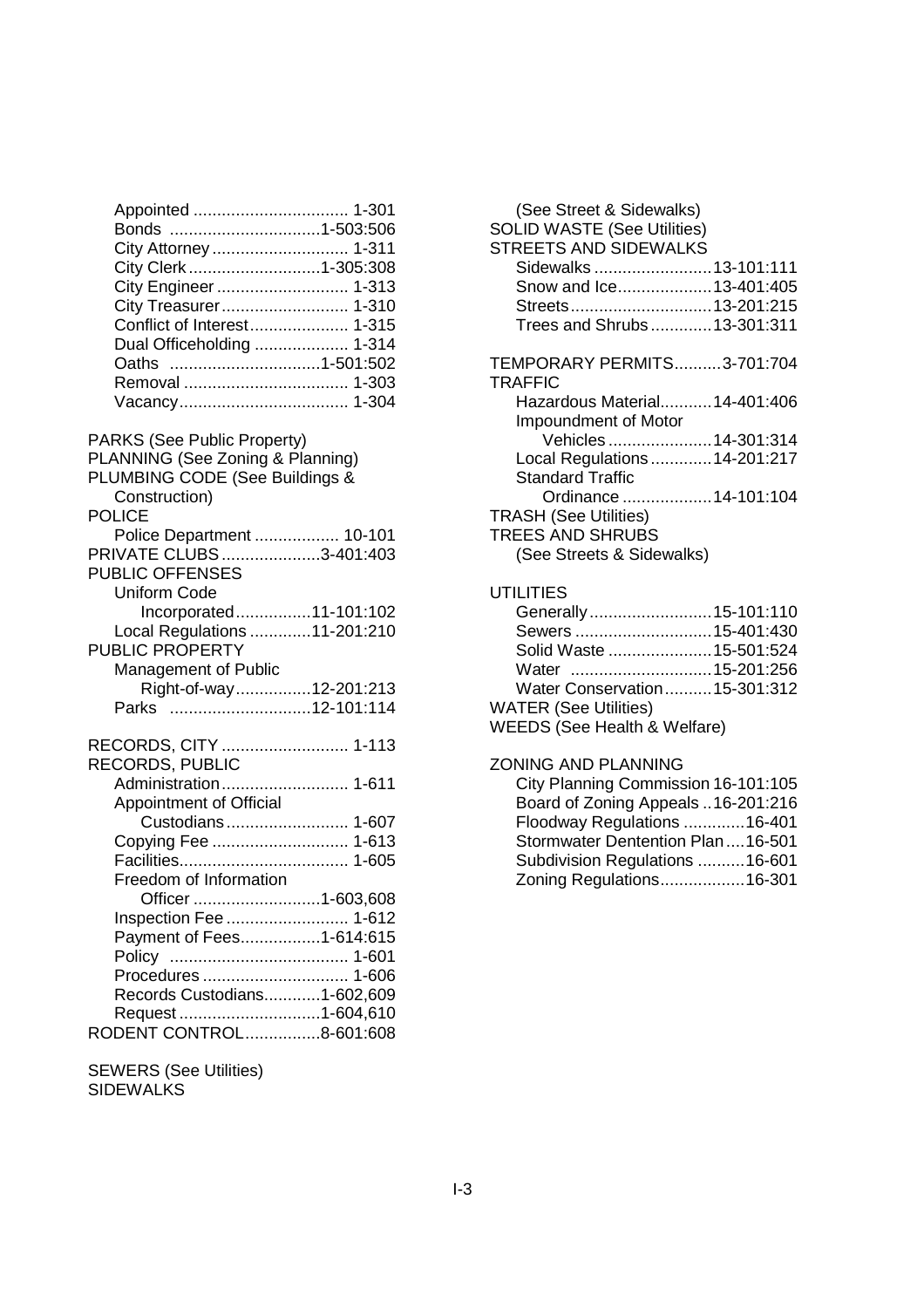Appointed ................................ 1-301
Bonds ................................1-503:506
City Attorney ............................ 1-311
City Clerk ...........................1-305:308
City Engineer ........................... 1-313
City Treasurer .......................... 1-310
Conflict of Interest..................... 1-315
Dual Officeholding .................... 1-314
Oaths ................................1-501:502
Removal .................................. 1-303
Vacancy................................... 1-304

PARKS (See Public Property)
PLANNING (See Zoning & Planning)
PLUMBING CODE (See Buildings & Construction)
POLICE
Police Department .................. 10-101
PRIVATE CLUBS.....................3-401:403
PUBLIC OFFENSES
Uniform Code Incorporated................11-101:102
Local Regulations .............11-201:210
PUBLIC PROPERTY
Management of Public Right-of-way................12-201:213
Parks .............................12-101:114

RECORDS, CITY .......................... 1-113
RECORDS, PUBLIC
Administration.......................... 1-611
Appointment of Official Custodians.......................... 1-607
Copying Fee ............................ 1-613
Facilities................................... 1-605
Freedom of Information Officer ...........................1-603,608
Inspection Fee .......................... 1-612
Payment of Fees.................1-614:615
Policy ..................................... 1-601
Procedures .............................. 1-606
Records Custodians............1-602,609
Request .............................1-604,610
RODENT CONTROL................8-601:608

SEWERS (See Utilities)
SIDEWALKS
(See Street & Sidewalks)
SOLID WASTE (See Utilities)
STREETS AND SIDEWALKS
Sidewalks .........................13-101:111
Snow and Ice....................13-401:405
Streets.............................13-201:215
Trees and Shrubs .............13-301:311

TEMPORARY PERMITS..........3-701:704
TRAFFIC
Hazardous Material...........14-401:406
Impoundment of Motor Vehicles......................14-301:314
Local Regulations .............14-201:217
Standard Traffic Ordinance ...................14-101:104
TRASH (See Utilities)
TREES AND SHRUBS
(See Streets & Sidewalks)

UTILITIES
Generally..........................15-101:110
Sewers .............................15-401:430
Solid Waste ......................15-501:524
Water ..............................15-201:256
Water Conservation..........15-301:312
WATER (See Utilities)
WEEDS (See Health & Welfare)

ZONING AND PLANNING
City Planning Commission 16-101:105
Board of Zoning Appeals ..16-201:216
Floodway Regulations .............16-401
Stormwater Dentention Plan....16-501
Subdivision Regulations ..........16-601
Zoning Regulations..................16-301